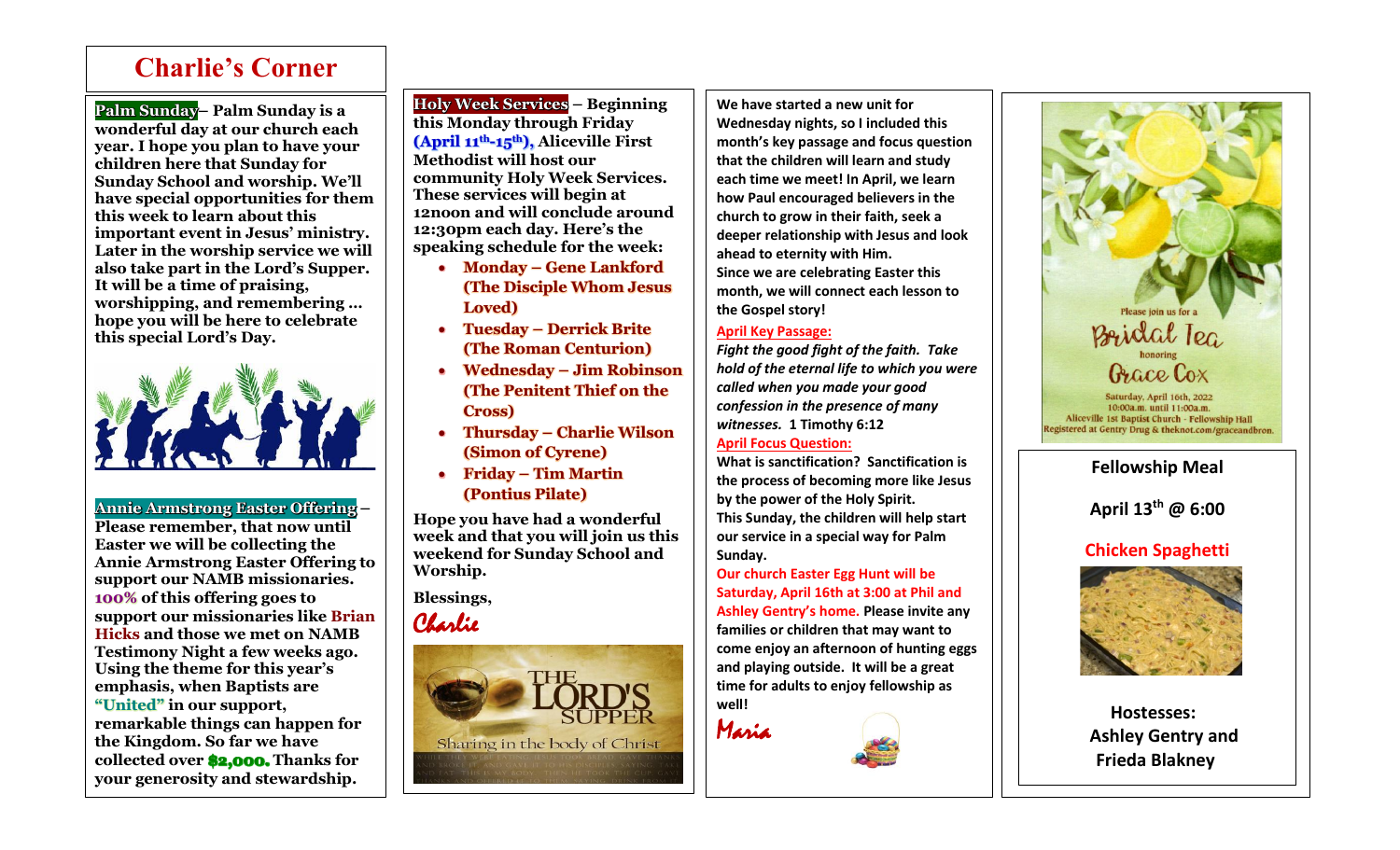# Charlie's Corner

**Palm Sunday– Palm Sunday is a wonderful day at our church each year. I hope you plan to have your children here that Sunday for Sunday School and worship. We'll have special opportunities for them this week to learn about this important event in Jesus' ministry. Later in the worship service we will also take part in the Lord's Supper. It will be a time of praising, worshipping, and remembering … hope you will be here to celebrate this special Lord's Day.**

**Annie Armstrong Easter Offering – Please remember, that now until Easter we will be collecting the Annie Armstrong Easter Offering to support our NAMB missionaries. 100% of this offering goes to support our missionaries like Brian Hicks and those we met on NAMB Testimony Night a few weeks ago. Using the theme for this year's emphasis, when Baptists are "United" in our support, remarkable things can happen for the Kingdom. So far we have collected over $2,000. Thanks for your generosity and stewardship.**

**Holy Week Services – Beginning this Monday through Friday (April 11th-15th), Aliceville First Methodist will host our community Holy Week Services. These services will begin at 12noon and will conclude around 12:30pm each day. Here's the speaking schedule for the week:**

- **Monday – Gene Lankford (The Disciple Whom Jesus Loved)**
- **Tuesday – Derrick Brite (The Roman Centurion)**
- **Wednesday – Jim Robinson (The Penitent Thief on the Cross)**
- **Thursday – Charlie Wilson (Simon of Cyrene)**
- **Friday – Tim Martin (Pontius Pilate)**

**Hope you have had a wonderful week and that you will join us this weekend for Sunday School and Worship.**

**Blessings,**

*Charlie*

THE LORD'S SUPPER

Sharing in the body of Christ

**We have started a new unit for Wednesday nights, so I included this month's key passage and focus question that the children will learn and study each time we meet! In April, we learn how Paul encouraged believers in the church to grow in their faith, seek a deeper relationship with Jesus and look ahead to eternity with Him.**

**Since we are celebrating Easter this month, we will connect each lesson to the Gospel story!**

**April Key Passage:**

***Fight the good fight of the faith. Take hold of the eternal life to which you were called when you made your good confession in the presence of many witnesses.*** **1 Timothy 6:12**

**April Focus Question:**

**What is sanctification? Sanctification is the process of becoming more like Jesus by the power of the Holy Spirit.**

**This Sunday, the children will help start our service in a special way for Palm Sunday.**

**Our church Easter Egg Hunt will be Saturday, April 16th at 3:00 at Phil and Ashley Gentry's home. Please invite any families or children that may want to come enjoy an afternoon of hunting eggs and playing outside. It will be a great time for adults to enjoy fellowship as well!**

*Maria*

Please join us for a

Bridal Tea

honoring

Grace Cox

Saturday, April 16th, 2022
10:00a.m. until 11:00a.m.
Aliceville 1st Baptist Church - Fellowship Hall
Registered at Gentry Drug & theknot.com/graceandbron.

**Fellowship Meal**

**April 13th @ 6:00**

**Chicken Spaghetti**

**Hostesses: Ashley Gentry and Frieda Blakney**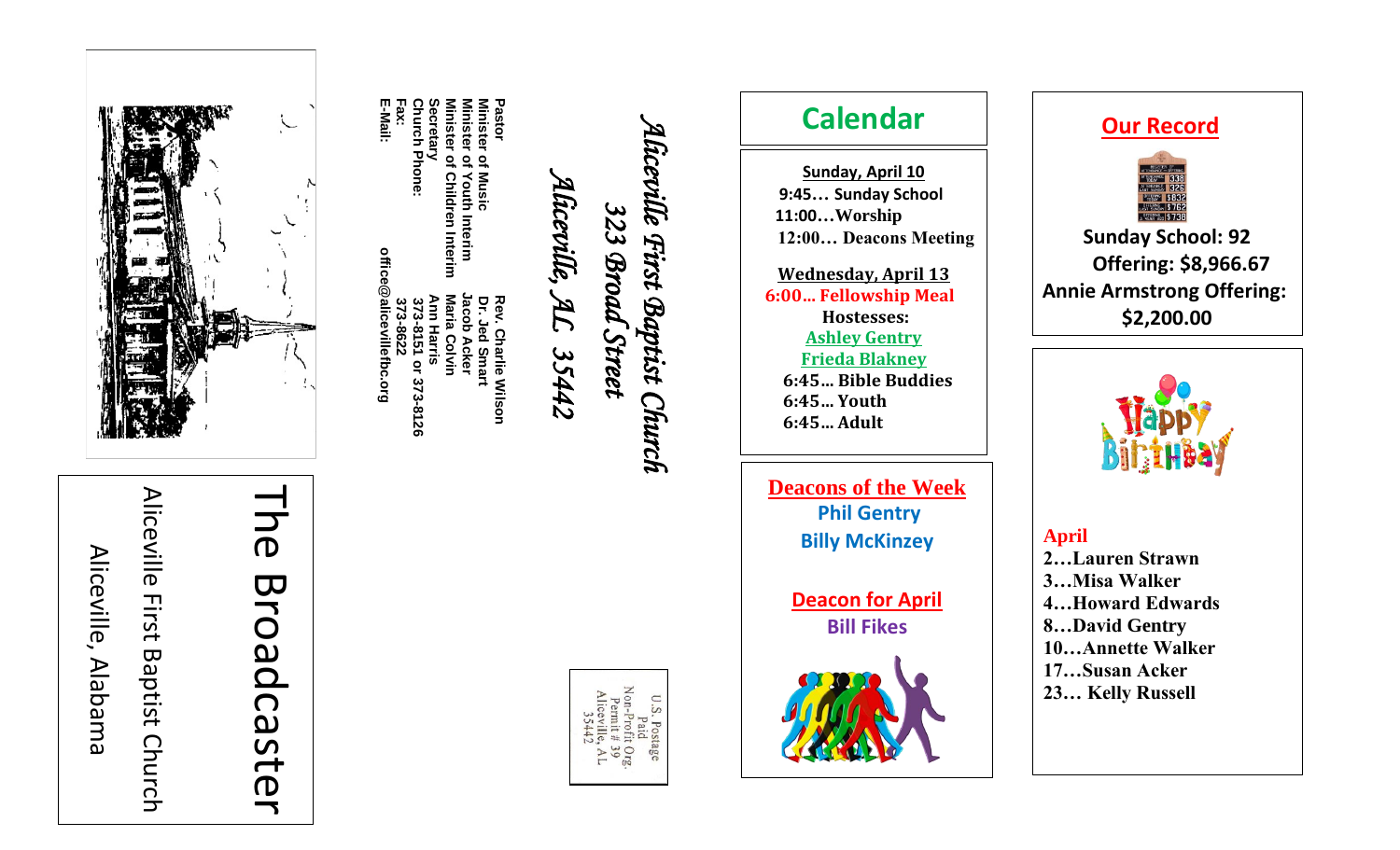# The Broadcaster

Aliceville First Baptist Church

Aliceville, Alabama

*Aliceville First Baptist Church*

*323 Broad Street*

*Aliceville, AL 35442*

| | |
|---|---|
| Pastor | Rev. Charlie Wilson |
| Minister of Music | Dr. Jed Smart |
| Minister of Youth Interim | Jacob Acker |
| Minister of Children Interim | Maria Colvin |
| Secretary | Ann Harris |
| Church Phone: | 373-8151 or 373-8126 |
| Fax: | 373-8622 |
| E-Mail: | office@alicevillefbc.org |

U.S. Postage
Paid
Non-Profit Org.
Permit # 39
Aliceville, AL
35442

## Calendar

**Sunday, April 10**

**9:45… Sunday School**

**11:00…Worship**

**12:00… Deacons Meeting**

**Wednesday, April 13**

**6:00… Fellowship Meal**

**Hostesses:**

**Ashley Gentry**

**Frieda Blakney**

**6:45… Bible Buddies**

**6:45… Youth**

**6:45… Adult**

## Deacons of the Week

**Phil Gentry**

**Billy McKinzey**

## Deacon for April

**Bill Fikes**

## Our Record

**Sunday School: 92**

**Offering: $8,966.67**

**Annie Armstrong Offering: $2,200.00**

Happy Birthday

**April**

**2…Lauren Strawn**

**3…Misa Walker**

**4…Howard Edwards**

**8…David Gentry**

**10…Annette Walker**

**17…Susan Acker**

**23… Kelly Russell**